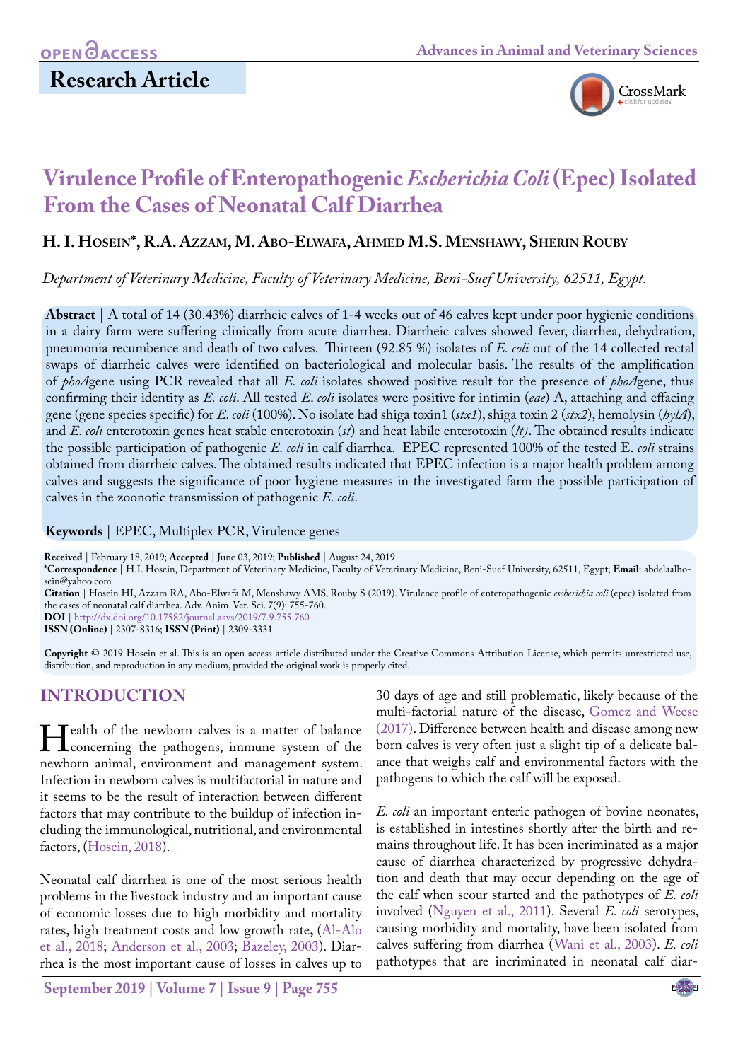**Research Article**

# Virulence Profile of Enteropathogenic *Escherichia Coli* (Epec) Isolated From the Cases of Neonatal Calf Diarrhea

**H. I. Hosein\*, R.A. Azzam, M. Abo-Elwafa, Ahmed M.S. Menshawy, Sherin Rouby**

*Department of Veterinary Medicine, Faculty of Veterinary Medicine, Beni-Suef University, 62511, Egypt.*

**Abstract** | A total of 14 (30.43%) diarrheic calves of 1-4 weeks out of 46 calves kept under poor hygienic conditions in a dairy farm were suffering clinically from acute diarrhea. Diarrheic calves showed fever, diarrhea, dehydration, pneumonia recumbence and death of two calves. Thirteen (92.85 %) isolates of *E. coli* out of the 14 collected rectal swaps of diarrheic calves were identified on bacteriological and molecular basis. The results of the amplification of *phoA*gene using PCR revealed that all *E. coli* isolates showed positive result for the presence of *phoA*gene, thus confirming their identity as *E. coli*. All tested *E. coli* isolates were positive for intimin (*eae*) A, attaching and effacing gene (gene species specific) for *E. coli* (100%). No isolate had shiga toxin1 (*stx1*), shiga toxin 2 (*stx2*), hemolysin (*hylA*), and *E. coli* enterotoxin genes heat stable enterotoxin (*st*) and heat labile enterotoxin (*lt*)**.** The obtained results indicate the possible participation of pathogenic *E. coli* in calf diarrhea. EPEC represented 100% of the tested E. *coli* strains obtained from diarrheic calves. The obtained results indicated that EPEC infection is a major health problem among calves and suggests the significance of poor hygiene measures in the investigated farm the possible participation of calves in the zoonotic transmission of pathogenic *E. coli*.

**Keywords** | EPEC, Multiplex PCR, Virulence genes

**Received** | February 18, 2019; **Accepted** | June 03, 2019; **Published** | August 24, 2019
**\*Correspondence** | H.I. Hosein, Department of Veterinary Medicine, Faculty of Veterinary Medicine, Beni-Suef University, 62511, Egypt; **Email**: abdelaalhosein@yahoo.com
**Citation** | Hosein HI, Azzam RA, Abo-Elwafa M, Menshawy AMS, Rouby S (2019). Virulence profile of enteropathogenic *escherichia coli* (epec) isolated from the cases of neonatal calf diarrhea. Adv. Anim. Vet. Sci. 7(9): 755-760.
**DOI** | http://dx.doi.org/10.17582/journal.aavs/2019/7.9.755.760
**ISSN (Online)** | 2307-8316; **ISSN (Print)** | 2309-3331

**Copyright** © 2019 Hosein et al. This is an open access article distributed under the Creative Commons Attribution License, which permits unrestricted use, distribution, and reproduction in any medium, provided the original work is properly cited.

## INTRODUCTION

Health of the newborn calves is a matter of balance concerning the pathogens, immune system of the newborn animal, environment and management system. Infection in newborn calves is multifactorial in nature and it seems to be the result of interaction between different factors that may contribute to the buildup of infection including the immunological, nutritional, and environmental factors, (Hosein, 2018).

Neonatal calf diarrhea is one of the most serious health problems in the livestock industry and an important cause of economic losses due to high morbidity and mortality rates, high treatment costs and low growth rate**,** (Al-Alo et al., 2018; Anderson et al., 2003; Bazeley, 2003). Diarrhea is the most important cause of losses in calves up to 30 days of age and still problematic, likely because of the multi-factorial nature of the disease, Gomez and Weese (2017). Difference between health and disease among new born calves is very often just a slight tip of a delicate balance that weighs calf and environmental factors with the pathogens to which the calf will be exposed.

*E. coli* an important enteric pathogen of bovine neonates, is established in intestines shortly after the birth and remains throughout life. It has been incriminated as a major cause of diarrhea characterized by progressive dehydration and death that may occur depending on the age of the calf when scour started and the pathotypes of *E. coli* involved (Nguyen et al., 2011). Several *E. coli* serotypes, causing morbidity and mortality, have been isolated from calves suffering from diarrhea (Wani et al., 2003). *E. coli* pathotypes that are incriminated in neonatal calf diar-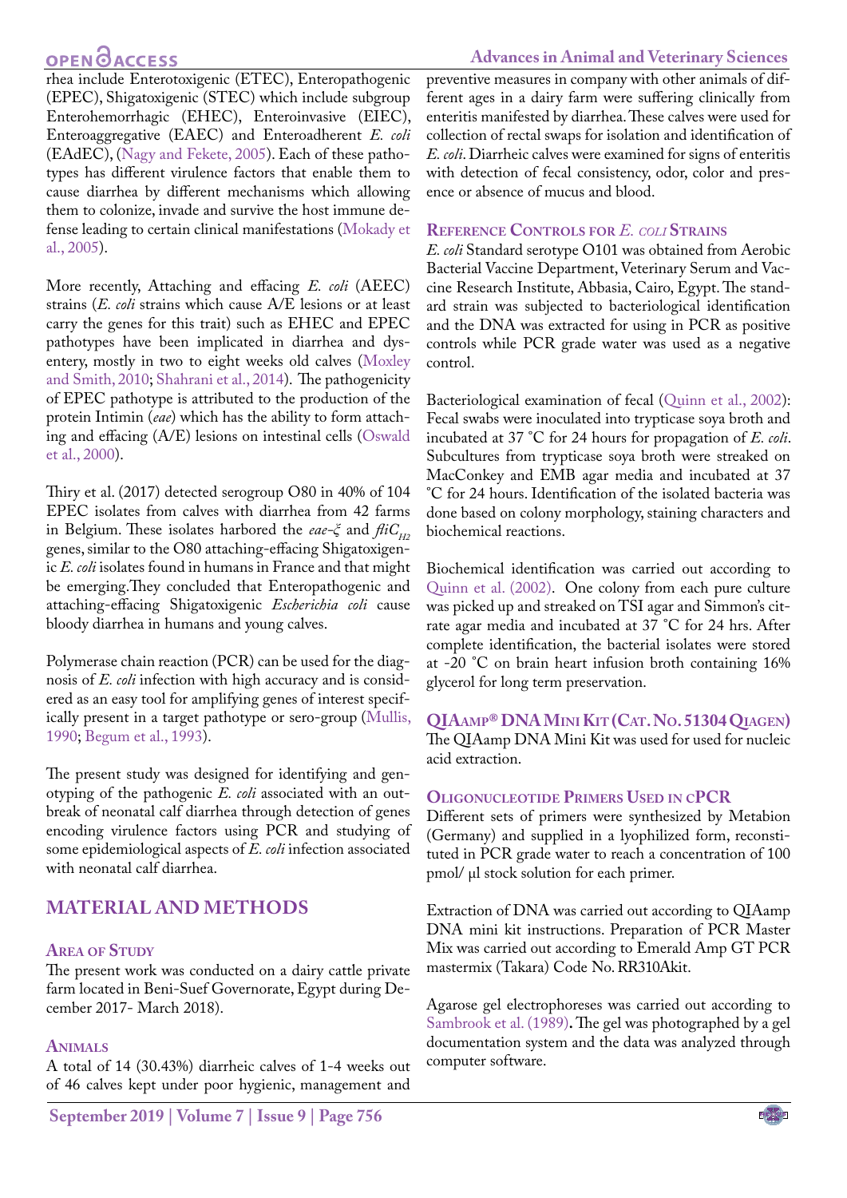rhea include Enterotoxigenic (ETEC), Enteropathogenic (EPEC), Shigatoxigenic (STEC) which include subgroup Enterohemorrhagic (EHEC), Enteroinvasive (EIEC), Enteroaggregative (EAEC) and Enteroadherent *E. coli* (EAdEC), (Nagy and Fekete, 2005). Each of these pathotypes has different virulence factors that enable them to cause diarrhea by different mechanisms which allowing them to colonize, invade and survive the host immune defense leading to certain clinical manifestations (Mokady et al., 2005).

More recently, Attaching and effacing *E. coli* (AEEC) strains (*E. coli* strains which cause A/E lesions or at least carry the genes for this trait) such as EHEC and EPEC pathotypes have been implicated in diarrhea and dysentery, mostly in two to eight weeks old calves (Moxley and Smith, 2010; Shahrani et al., 2014). The pathogenicity of EPEC pathotype is attributed to the production of the protein Intimin (*eae*) which has the ability to form attaching and effacing (A/E) lesions on intestinal cells (Oswald et al., 2000).

Thiry et al. (2017) detected serogroup O80 in 40% of 104 EPEC isolates from calves with diarrhea from 42 farms in Belgium. These isolates harbored the *eae-ξ* and $fliC_{H2}$ genes, similar to the O80 attaching-effacing Shigatoxigenic *E. coli* isolates found in humans in France and that might be emerging. They concluded that Enteropathogenic and attaching-effacing Shigatoxigenic *Escherichia coli* cause bloody diarrhea in humans and young calves.

Polymerase chain reaction (PCR) can be used for the diagnosis of *E. coli* infection with high accuracy and is considered as an easy tool for amplifying genes of interest specifically present in a target pathotype or sero-group (Mullis, 1990; Begum et al., 1993).

The present study was designed for identifying and genotyping of the pathogenic *E. coli* associated with an outbreak of neonatal calf diarrhea through detection of genes encoding virulence factors using PCR and studying of some epidemiological aspects of *E. coli* infection associated with neonatal calf diarrhea.

## MATERIAL AND METHODS

### Area of Study

The present work was conducted on a dairy cattle private farm located in Beni-Suef Governorate, Egypt during December 2017- March 2018).

### Animals

A total of 14 (30.43%) diarrheic calves of 1-4 weeks out of 46 calves kept under poor hygienic, management and preventive measures in company with other animals of different ages in a dairy farm were suffering clinically from enteritis manifested by diarrhea. These calves were used for collection of rectal swaps for isolation and identification of *E. coli*. Diarrheic calves were examined for signs of enteritis with detection of fecal consistency, odor, color and presence or absence of mucus and blood.

### Reference Controls for *E. coli* Strains

*E. coli* Standard serotype O101 was obtained from Aerobic Bacterial Vaccine Department, Veterinary Serum and Vaccine Research Institute, Abbasia, Cairo, Egypt. The standard strain was subjected to bacteriological identification and the DNA was extracted for using in PCR as positive controls while PCR grade water was used as a negative control.

Bacteriological examination of fecal (Quinn et al., 2002): Fecal swabs were inoculated into trypticase soya broth and incubated at 37 ˚C for 24 hours for propagation of *E. coli*. Subcultures from trypticase soya broth were streaked on MacConkey and EMB agar media and incubated at 37 ˚C for 24 hours. Identification of the isolated bacteria was done based on colony morphology, staining characters and biochemical reactions.

Biochemical identification was carried out according to Quinn et al. (2002). One colony from each pure culture was picked up and streaked on TSI agar and Simmon's citrate agar media and incubated at 37 ˚C for 24 hrs. After complete identification, the bacterial isolates were stored at -20 ˚C on brain heart infusion broth containing 16% glycerol for long term preservation.

### QIAamp® DNA Mini Kit (Cat. No. 51304 Qiagen)

The QIAamp DNA Mini Kit was used for used for nucleic acid extraction.

### Oligonucleotide Primers Used in cPCR

Different sets of primers were synthesized by Metabion (Germany) and supplied in a lyophilized form, reconstituted in PCR grade water to reach a concentration of 100 pmol/ µl stock solution for each primer.

Extraction of DNA was carried out according to QIAamp DNA mini kit instructions. Preparation of PCR Master Mix was carried out according to Emerald Amp GT PCR mastermix (Takara) Code No. RR310Akit.

Agarose gel electrophoreses was carried out according to Sambrook et al. (1989)**.** The gel was photographed by a gel documentation system and the data was analyzed through computer software.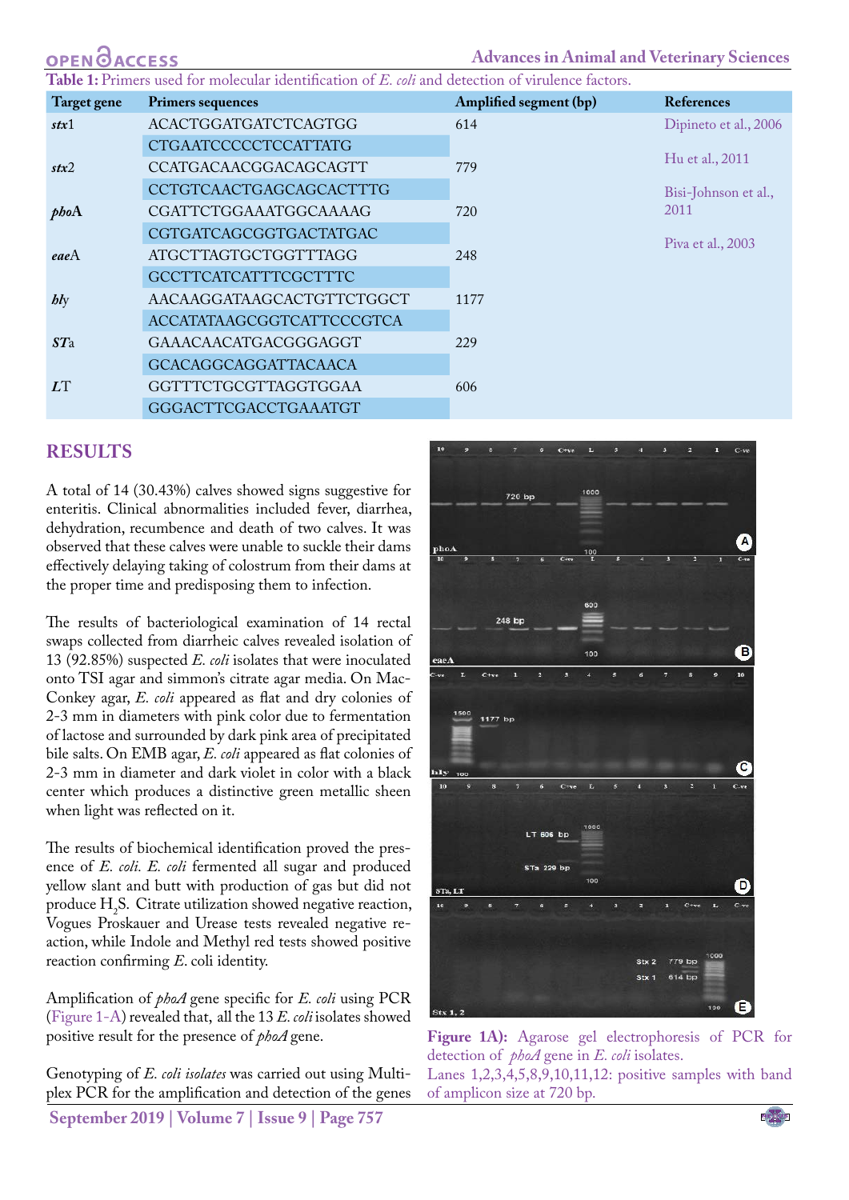**Table 1:** Primers used for molecular identification of *E. coli* and detection of virulence factors.

| Target gene | Primers sequences | Amplified segment (bp) | References |
|---|---|---|---|
| *stx*1 | ACACTGGATGATCTCAGTGG | 614 | Dipineto et al., 2006 |
| | CTGAATCCCCCTCCATTATG | | |
| *stx*2 | CCATGACAACGGACAGCAGTT | 779 | Hu et al., 2011 |
| | CCTGTCAACTGAGCAGCACTTTG | | |
| *pho*A | CGATTCTGGAAATGGCAAAAG | 720 | Bisi-Johnson et al., 2011 |
| | CGTGATCAGCGGTGACTATGAC | | |
| *eae*A | ATGCTTAGTGCTGGTTTAGG | 248 | Piva et al., 2003 |
| | GCCTTCATCATTTCGCTTTC | | |
| *hly* | AACAAGGATAAGCACTGTTCTGGCT | 1177 | |
| | ACCATATAAGCGGTCATTCCCGTCA | | |
| *ST*a | GAAACAACATGACGGGAGGT | 229 | |
| | GCACAGGCAGGATTACAACA | | |
| *L*T | GGTTTCTGCGTTAGGTGGAA | 606 | |
| | GGGACTTCGACCTGAAATGT | | |

## RESULTS

A total of 14 (30.43%) calves showed signs suggestive for enteritis. Clinical abnormalities included fever, diarrhea, dehydration, recumbence and death of two calves. It was observed that these calves were unable to suckle their dams effectively delaying taking of colostrum from their dams at the proper time and predisposing them to infection.

The results of bacteriological examination of 14 rectal swaps collected from diarrheic calves revealed isolation of 13 (92.85%) suspected *E. coli* isolates that were inoculated onto TSI agar and simmon's citrate agar media. On MacConkey agar, *E. coli* appeared as flat and dry colonies of 2-3 mm in diameters with pink color due to fermentation of lactose and surrounded by dark pink area of precipitated bile salts. On EMB agar, *E. coli* appeared as flat colonies of 2-3 mm in diameter and dark violet in color with a black center which produces a distinctive green metallic sheen when light was reflected on it.

The results of biochemical identification proved the presence of *E. coli. E. coli* fermented all sugar and produced yellow slant and butt with production of gas but did not produce $H_2S$. Citrate utilization showed negative reaction, Vogues Proskauer and Urease tests revealed negative reaction, while Indole and Methyl red tests showed positive reaction confirming *E.* coli identity.

Amplification of *phoA* gene specific for *E. coli* using PCR (Figure 1-A) revealed that, all the 13 *E. coli* isolates showed positive result for the presence of *phoA* gene.

Genotyping of *E. coli isolates* was carried out using Multiplex PCR for the amplification and detection of the genes

**Figure 1A):** Agarose gel electrophoresis of PCR for detection of *phoA* gene in *E. coli* isolates.
Lanes 1,2,3,4,5,8,9,10,11,12: positive samples with band of amplicon size at 720 bp.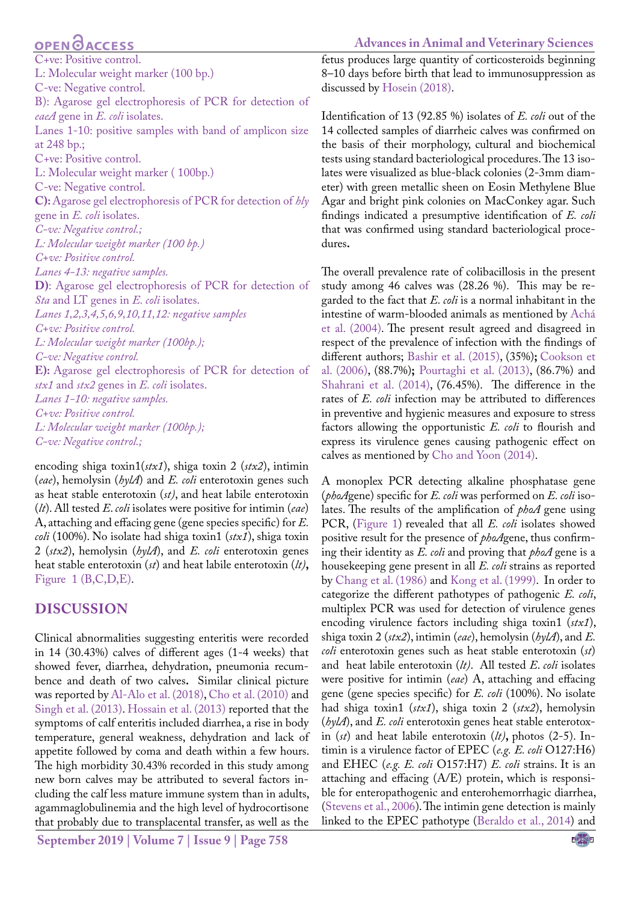C+ve: Positive control.
L: Molecular weight marker (100 bp.)
C-ve: Negative control.
B): Agarose gel electrophoresis of PCR for detection of *eaeA* gene in *E. coli* isolates.
Lanes 1-10: positive samples with band of amplicon size at 248 bp.;
C+ve: Positive control.
L: Molecular weight marker ( 100bp.)
C-ve: Negative control.
**C):** Agarose gel electrophoresis of PCR for detection of *hly* gene in *E. coli* isolates.
*C-ve: Negative control.;*
*L: Molecular weight marker (100 bp.)*
*C+ve: Positive control.*
*Lanes 4-13: negative samples.*
**D)**: Agarose gel electrophoresis of PCR for detection of *Sta* and LT genes in *E. coli* isolates.
*Lanes 1,2,3,4,5,6,9,10,11,12: negative samples*
*C+ve: Positive control.*
*L: Molecular weight marker (100bp.);*
*C-ve: Negative control.*
**E):** Agarose gel electrophoresis of PCR for detection of *stx1* and *stx2* genes in *E. coli* isolates.
*Lanes 1-10: negative samples.*
*C+ve: Positive control.*
*L: Molecular weight marker (100bp.);*
*C-ve: Negative control.;*

encoding shiga toxin1(*stx1*), shiga toxin 2 (*stx2*), intimin (*eae*), hemolysin (*hylA*) and *E. coli* enterotoxin genes such as heat stable enterotoxin (*st)*, and heat labile enterotoxin (*lt*). All tested *E. coli* isolates were positive for intimin (*eae*) A, attaching and effacing gene (gene species specific) for *E. coli* (100%). No isolate had shiga toxin1 (*stx1*), shiga toxin 2 (*stx2*), hemolysin (*hylA*), and *E. coli* enterotoxin genes heat stable enterotoxin (*st*) and heat labile enterotoxin (*lt)***,** Figure 1 (B,C,D,E).

## DISCUSSION

Clinical abnormalities suggesting enteritis were recorded in 14 (30.43%) calves of different ages (1-4 weeks) that showed fever, diarrhea, dehydration, pneumonia recumbence and death of two calves**.** Similar clinical picture was reported by Al-Alo et al. (2018), Cho et al. (2010) and Singh et al. (2013). Hossain et al. (2013) reported that the symptoms of calf enteritis included diarrhea, a rise in body temperature, general weakness, dehydration and lack of appetite followed by coma and death within a few hours. The high morbidity 30.43% recorded in this study among new born calves may be attributed to several factors including the calf less mature immune system than in adults, agammaglobulinemia and the high level of hydrocortisone that probably due to transplacental transfer, as well as the fetus produces large quantity of corticosteroids beginning 8–10 days before birth that lead to immunosuppression as discussed by Hosein (2018).

Identification of 13 (92.85 %) isolates of *E. coli* out of the 14 collected samples of diarrheic calves was confirmed on the basis of their morphology, cultural and biochemical tests using standard bacteriological procedures. The 13 isolates were visualized as blue-black colonies (2-3mm diameter) with green metallic sheen on Eosin Methylene Blue Agar and bright pink colonies on MacConkey agar. Such findings indicated a presumptive identification of *E. coli* that was confirmed using standard bacteriological procedures**.**

The overall prevalence rate of colibacillosis in the present study among 46 calves was (28.26 %). This may be regarded to the fact that *E. coli* is a normal inhabitant in the intestine of warm-blooded animals as mentioned by Achá et al. (2004). The present result agreed and disagreed in respect of the prevalence of infection with the findings of different authors; Bashir et al. (2015), (35%)**;** Cookson et al. (2006), (88.7%)**;** Pourtaghi et al. (2013), (86.7%) and Shahrani et al. (2014), (76.45%). The difference in the rates of *E. coli* infection may be attributed to differences in preventive and hygienic measures and exposure to stress factors allowing the opportunistic *E. coli* to flourish and express its virulence genes causing pathogenic effect on calves as mentioned by Cho and Yoon (2014).

A monoplex PCR detecting alkaline phosphatase gene (*phoA*gene) specific for *E. coli* was performed on *E. coli* isolates. The results of the amplification of *phoA* gene using PCR, (Figure 1) revealed that all *E. coli* isolates showed positive result for the presence of *phoA*gene, thus confirming their identity as *E. coli* and proving that *phoA* gene is a housekeeping gene present in all *E. coli* strains as reported by Chang et al. (1986) and Kong et al. (1999). In order to categorize the different pathotypes of pathogenic *E. coli*, multiplex PCR was used for detection of virulence genes encoding virulence factors including shiga toxin1 (*stx1*), shiga toxin 2 (*stx2*), intimin (*eae*), hemolysin (*hylA*), and *E. coli* enterotoxin genes such as heat stable enterotoxin (*st*) and heat labile enterotoxin (*lt)*. All tested *E. coli* isolates were positive for intimin (*eae*) A, attaching and effacing gene (gene species specific) for *E. coli* (100%). No isolate had shiga toxin1 (*stx1*), shiga toxin 2 (*stx2*), hemolysin (*hylA*), and *E. coli* enterotoxin genes heat stable enterotoxin (*st*) and heat labile enterotoxin (*lt)***,** photos (2-5). Intimin is a virulence factor of EPEC (*e.g. E. coli* O127:H6) and EHEC (*e.g. E. coli* O157:H7) *E. coli* strains. It is an attaching and effacing (A/E) protein, which is responsible for enteropathogenic and enterohemorrhagic diarrhea, (Stevens et al., 2006). The intimin gene detection is mainly linked to the EPEC pathotype (Beraldo et al., 2014) and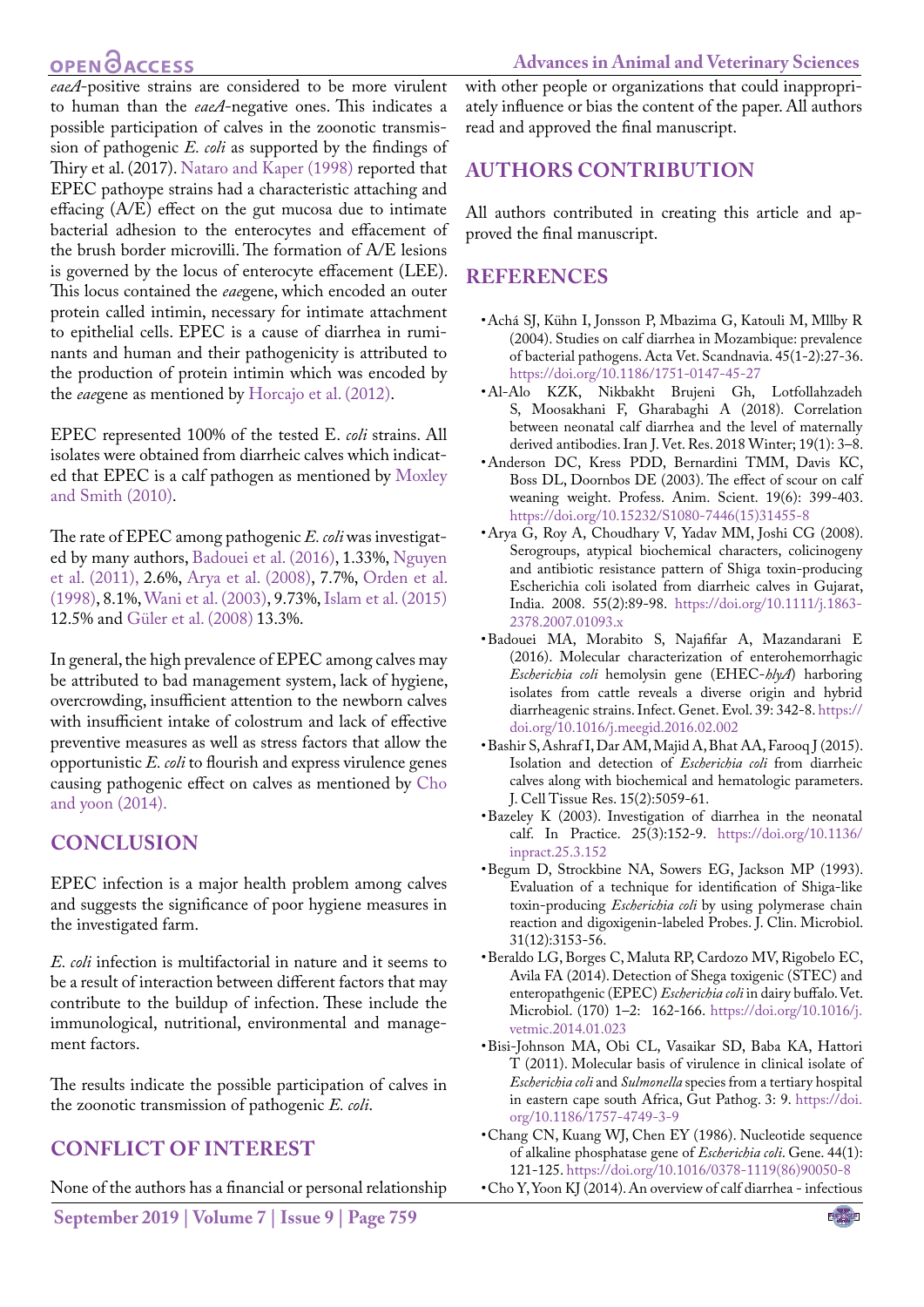*eaeA*-positive strains are considered to be more virulent to human than the *eaeA*-negative ones. This indicates a possible participation of calves in the zoonotic transmission of pathogenic *E. coli* as supported by the findings of Thiry et al. (2017). Nataro and Kaper (1998) reported that EPEC pathoype strains had a characteristic attaching and effacing (A/E) effect on the gut mucosa due to intimate bacterial adhesion to the enterocytes and effacement of the brush border microvilli. The formation of A/E lesions is governed by the locus of enterocyte effacement (LEE). This locus contained the *eae*gene, which encoded an outer protein called intimin, necessary for intimate attachment to epithelial cells. EPEC is a cause of diarrhea in ruminants and human and their pathogenicity is attributed to the production of protein intimin which was encoded by the *eae*gene as mentioned by Horcajo et al. (2012).

EPEC represented 100% of the tested E. *coli* strains. All isolates were obtained from diarrheic calves which indicated that EPEC is a calf pathogen as mentioned by Moxley and Smith (2010).

The rate of EPEC among pathogenic *E. coli* was investigated by many authors, Badouei et al. (2016), 1.33%, Nguyen et al. (2011), 2.6%, Arya et al. (2008), 7.7%, Orden et al. (1998), 8.1%, Wani et al. (2003), 9.73%, Islam et al. (2015) 12.5% and Güler et al. (2008) 13.3%.

In general, the high prevalence of EPEC among calves may be attributed to bad management system, lack of hygiene, overcrowding, insufficient attention to the newborn calves with insufficient intake of colostrum and lack of effective preventive measures as well as stress factors that allow the opportunistic *E. coli* to flourish and express virulence genes causing pathogenic effect on calves as mentioned by Cho and yoon (2014).

## CONCLUSION

EPEC infection is a major health problem among calves and suggests the significance of poor hygiene measures in the investigated farm.

*E. coli* infection is multifactorial in nature and it seems to be a result of interaction between different factors that may contribute to the buildup of infection. These include the immunological, nutritional, environmental and management factors.

The results indicate the possible participation of calves in the zoonotic transmission of pathogenic *E. coli*.

## CONFLICT OF INTEREST

None of the authors has a financial or personal relationship with other people or organizations that could inappropriately influence or bias the content of the paper. All authors read and approved the final manuscript.

## AUTHORS CONTRIBUTION

All authors contributed in creating this article and approved the final manuscript.

## REFERENCES

- Achá SJ, Kühn I, Jonsson P, Mbazima G, Katouli M, Mllby R (2004). Studies on calf diarrhea in Mozambique: prevalence of bacterial pathogens. Acta Vet. Scandnavia. 45(1-2):27-36. https://doi.org/10.1186/1751-0147-45-27
- Al-Alo KZK, Nikbakht Brujeni Gh, Lotfollahzadeh S, Moosakhani F, Gharabaghi A (2018). Correlation between neonatal calf diarrhea and the level of maternally derived antibodies. Iran J. Vet. Res. 2018 Winter; 19(1): 3–8.
- Anderson DC, Kress PDD, Bernardini TMM, Davis KC, Boss DL, Doornbos DE (2003). The effect of scour on calf weaning weight. Profess. Anim. Scient. 19(6): 399-403. https://doi.org/10.15232/S1080-7446(15)31455-8
- Arya G, Roy A, Choudhary V, Yadav MM, Joshi CG (2008). Serogroups, atypical biochemical characters, colicinogeny and antibiotic resistance pattern of Shiga toxin-producing Escherichia coli isolated from diarrheic calves in Gujarat, India. 2008. 55(2):89-98. https://doi.org/10.1111/j.1863-2378.2007.01093.x
- Badouei MA, Morabito S, Najafifar A, Mazandarani E (2016). Molecular characterization of enterohemorrhagic *Escherichia coli* hemolysin gene (EHEC-*hlyA*) harboring isolates from cattle reveals a diverse origin and hybrid diarrheagenic strains. Infect. Genet. Evol. 39: 342-8. https://doi.org/10.1016/j.meegid.2016.02.002
- Bashir S, Ashraf I, Dar AM, Majid A, Bhat AA, Farooq J (2015). Isolation and detection of *Escherichia coli* from diarrheic calves along with biochemical and hematologic parameters. J. Cell Tissue Res. 15(2):5059-61.
- Bazeley K (2003). Investigation of diarrhea in the neonatal calf. In Practice. 25(3):152-9. https://doi.org/10.1136/inpract.25.3.152
- Begum D, Strockbine NA, Sowers EG, Jackson MP (1993). Evaluation of a technique for identification of Shiga-like toxin-producing *Escherichia coli* by using polymerase chain reaction and digoxigenin-labeled Probes. J. Clin. Microbiol. 31(12):3153-56.
- Beraldo LG, Borges C, Maluta RP, Cardozo MV, Rigobelo EC, Avila FA (2014). Detection of Shega toxigenic (STEC) and enteropathgenic (EPEC) *Escherichia coli* in dairy buffalo. Vet. Microbiol. (170) 1–2: 162-166. https://doi.org/10.1016/j.vetmic.2014.01.023
- Bisi-Johnson MA, Obi CL, Vasaikar SD, Baba KA, Hattori T (2011). Molecular basis of virulence in clinical isolate of *Escherichia coli* and *Sulmonella* species from a tertiary hospital in eastern cape south Africa, Gut Pathog. 3: 9. https://doi.org/10.1186/1757-4749-3-9
- Chang CN, Kuang WJ, Chen EY (1986). Nucleotide sequence of alkaline phosphatase gene of *Escherichia coli*. Gene. 44(1): 121-125. https://doi.org/10.1016/0378-1119(86)90050-8
- Cho Y, Yoon KJ (2014). An overview of calf diarrhea - infectious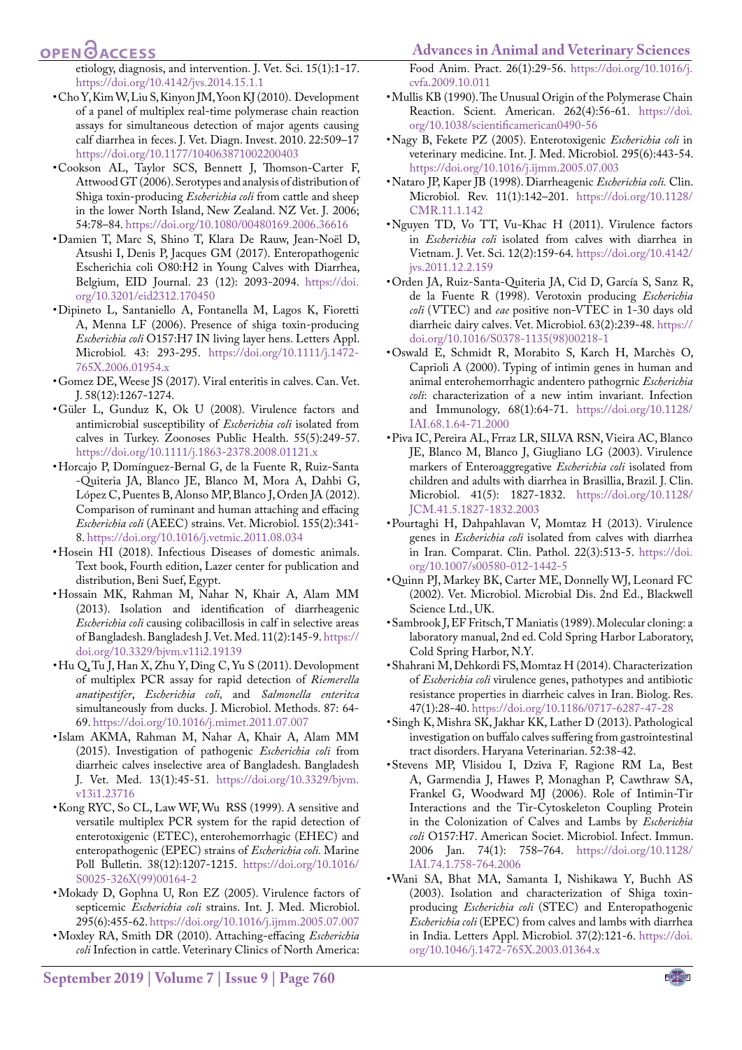etiology, diagnosis, and intervention. J. Vet. Sci. 15(1):1-17. https://doi.org/10.4142/jvs.2014.15.1.1

- Cho Y, Kim W, Liu S, Kinyon JM, Yoon KJ (2010). Development of a panel of multiplex real-time polymerase chain reaction assays for simultaneous detection of major agents causing calf diarrhea in feces. J. Vet. Diagn. Invest. 2010. 22:509–17 https://doi.org/10.1177/104063871002200403
- Cookson AL, Taylor SCS, Bennett J, Thomson-Carter F, Attwood GT (2006). Serotypes and analysis of distribution of Shiga toxin-producing *Escherichia coli* from cattle and sheep in the lower North Island, New Zealand. NZ Vet. J. 2006; 54:78–84. https://doi.org/10.1080/00480169.2006.36616
- Damien T, Marc S, Shino T, Klara De Rauw, Jean-Noël D, Atsushi I, Denis P, Jacques GM (2017). Enteropathogenic Escherichia coli O80:H2 in Young Calves with Diarrhea, Belgium, EID Journal. 23 (12): 2093-2094. https://doi.org/10.3201/eid2312.170450
- Dipineto L, Santaniello A, Fontanella M, Lagos K, Fioretti A, Menna LF (2006). Presence of shiga toxin-producing *Escherichia coli* O157:H7 IN living layer hens. Letters Appl. Microbiol. 43: 293-295. https://doi.org/10.1111/j.1472-765X.2006.01954.x
- Gomez DE, Weese JS (2017). Viral enteritis in calves. Can. Vet. J. 58(12):1267-1274.
- Güler L, Gunduz K, Ok U (2008). Virulence factors and antimicrobial susceptibility of *Escherichia coli* isolated from calves in Turkey. Zoonoses Public Health. 55(5):249-57. https://doi.org/10.1111/j.1863-2378.2008.01121.x
- Horcajo P, Domínguez-Bernal G, de la Fuente R, Ruiz-Santa -Quiteria JA, Blanco JE, Blanco M, Mora A, Dahbi G, López C, Puentes B, Alonso MP, Blanco J, Orden JA (2012). Comparison of ruminant and human attaching and effacing *Escherichia coli* (AEEC) strains. Vet. Microbiol. 155(2):341-8. https://doi.org/10.1016/j.vetmic.2011.08.034
- Hosein HI (2018). Infectious Diseases of domestic animals. Text book, Fourth edition, Lazer center for publication and distribution, Beni Suef, Egypt.
- Hossain MK, Rahman M, Nahar N, Khair A, Alam MM (2013). Isolation and identification of diarrheagenic *Escherichia coli* causing colibacillosis in calf in selective areas of Bangladesh. Bangladesh J. Vet. Med. 11(2):145-9. https://doi.org/10.3329/bjvm.v11i2.19139
- Hu Q, Tu J, Han X, Zhu Y, Ding C, Yu S (2011). Devolopment of multiplex PCR assay for rapid detection of *Riemerella anatipestifer*, *Escherichia coli,* and *Salmonella enteritca* simultaneously from ducks. J. Microbiol. Methods. 87: 64-69. https://doi.org/10.1016/j.mimet.2011.07.007
- Islam AKMA, Rahman M, Nahar A, Khair A, Alam MM (2015). Investigation of pathogenic *Escherichia coli* from diarrheic calves inselective area of Bangladesh. Bangladesh J. Vet. Med. 13(1):45-51. https://doi.org/10.3329/bjvm.v13i1.23716
- Kong RYC, So CL, Law WF, Wu RSS (1999). A sensitive and versatile multiplex PCR system for the rapid detection of enterotoxigenic (ETEC), enterohemorrhagic (EHEC) and enteropathogenic (EPEC) strains of *Escherichia coli.* Marine Poll Bulletin. 38(12):1207-1215. https://doi.org/10.1016/S0025-326X(99)00164-2
- Mokady D, Gophna U, Ron EZ (2005). Virulence factors of septicemic *Escherichia coli* strains. Int. J. Med. Microbiol. 295(6):455-62. https://doi.org/10.1016/j.ijmm.2005.07.007
- Moxley RA, Smith DR (2010). Attaching-effacing *Escherichia coli* Infection in cattle. Veterinary Clinics of North America: Food Anim. Pract. 26(1):29-56. https://doi.org/10.1016/j.cvfa.2009.10.011
- Mullis KB (1990). The Unusual Origin of the Polymerase Chain Reaction. Scient. American. 262(4):56-61. https://doi.org/10.1038/scientificamerican0490-56
- Nagy B, Fekete PZ (2005). Enterotoxigenic *Escherichia coli* in veterinary medicine. Int. J. Med. Microbiol. 295(6):443-54. https://doi.org/10.1016/j.ijmm.2005.07.003
- Nataro JP, Kaper JB (1998). Diarrheagenic *Escherichia coli.* Clin. Microbiol. Rev. 11(1):142–201. https://doi.org/10.1128/CMR.11.1.142
- Nguyen TD, Vo TT, Vu-Khac H (2011). Virulence factors in *Escherichia coli* isolated from calves with diarrhea in Vietnam. J. Vet. Sci. 12(2):159-64. https://doi.org/10.4142/jvs.2011.12.2.159
- Orden JA, Ruiz-Santa-Quiteria JA, Cid D, García S, Sanz R, de la Fuente R (1998). Verotoxin producing *Escherichia coli* (VTEC) and *eae* positive non-VTEC in 1-30 days old diarrheic dairy calves. Vet. Microbiol. 63(2):239-48. https://doi.org/10.1016/S0378-1135(98)00218-1
- Oswald E, Schmidt R, Morabito S, Karch H, Marchès O, Caprioli A (2000). Typing of intimin genes in human and animal enterohemorrhagic andentero pathogrnic *Escherichia coli*: characterization of a new intim invariant. Infection and Immunology, 68(1):64-71. https://doi.org/10.1128/IAI.68.1.64-71.2000
- Piva IC, Pereira AL, Frraz LR, SILVA RSN, Vieira AC, Blanco JE, Blanco M, Blanco J, Giugliano LG (2003). Virulence markers of Enteroaggregative *Escherichia coli* isolated from children and adults with diarrhea in Brasillia, Brazil. J. Clin. Microbiol. 41(5): 1827-1832. https://doi.org/10.1128/JCM.41.5.1827-1832.2003
- Pourtaghi H, Dahpahlavan V, Momtaz H (2013). Virulence genes in *Escherichia coli* isolated from calves with diarrhea in Iran. Comparat. Clin. Pathol. 22(3):513-5. https://doi.org/10.1007/s00580-012-1442-5
- Quinn PJ, Markey BK, Carter ME, Donnelly WJ, Leonard FC (2002). Vet. Microbiol. Microbial Dis. 2nd Ed., Blackwell Science Ltd., UK.
- Sambrook J, EF Fritsch, T Maniatis (1989). Molecular cloning: a laboratory manual, 2nd ed. Cold Spring Harbor Laboratory, Cold Spring Harbor, N.Y.
- Shahrani M, Dehkordi FS, Momtaz H (2014). Characterization of *Escherichia coli* virulence genes, pathotypes and antibiotic resistance properties in diarrheic calves in Iran. Biolog. Res. 47(1):28-40. https://doi.org/10.1186/0717-6287-47-28
- Singh K, Mishra SK, Jakhar KK, Lather D (2013). Pathological investigation on buffalo calves suffering from gastrointestinal tract disorders. Haryana Veterinarian. 52:38-42.
- Stevens MP, Vlisidou I, Dziva F, Ragione RM La, Best A, Garmendia J, Hawes P, Monaghan P, Cawthraw SA, Frankel G, Woodward MJ (2006). Role of Intimin-Tir Interactions and the Tir-Cytoskeleton Coupling Protein in the Colonization of Calves and Lambs by *Escherichia coli* O157:H7. American Societ. Microbiol. Infect. Immun. 2006 Jan. 74(1): 758–764. https://doi.org/10.1128/IAI.74.1.758-764.2006
- Wani SA, Bhat MA, Samanta I, Nishikawa Y, Buchh AS (2003). Isolation and characterization of Shiga toxin-producing *Escherichia coli* (STEC) and Enteropathogenic *Escherichia coli* (EPEC) from calves and lambs with diarrhea in India. Letters Appl. Microbiol. 37(2):121-6. https://doi.org/10.1046/j.1472-765X.2003.01364.x